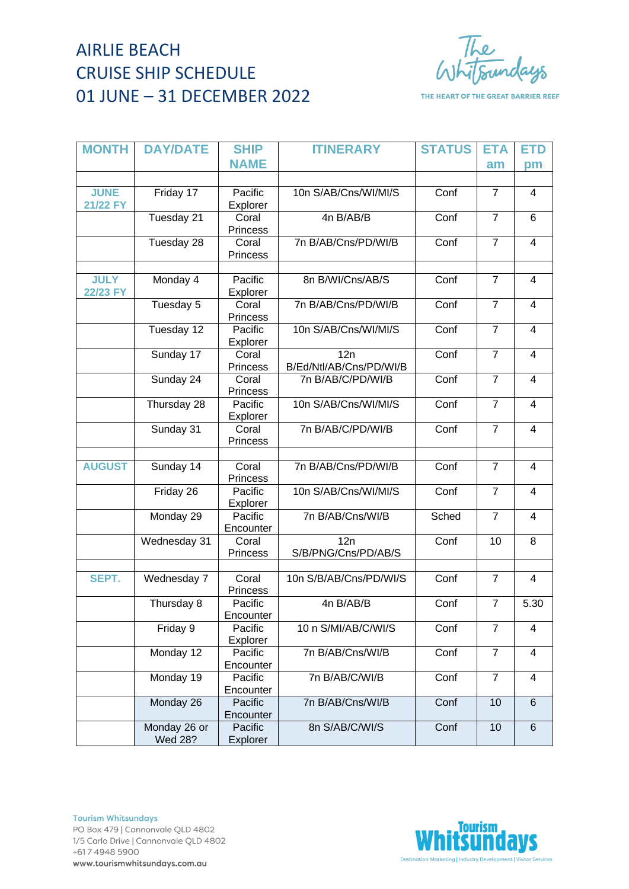# AIRLIE BEACH
# CRUISE SHIP SCHEDULE
# 01 JUNE – 31 DECEMBER 2022

The Whitsundays

THE HEART OF THE GREAT BARRIER REEF

| MONTH | DAY/DATE | SHIP NAME | ITINERARY | STATUS | ETA am | ETD pm |
|---|---|---|---|---|---|---|
| | | | | | | |
| JUNE 21/22 FY | Friday 17 | Pacific Explorer | 10n S/AB/Cns/WI/MI/S | Conf | 7 | 4 |
| | Tuesday 21 | Coral Princess | 4n B/AB/B | Conf | 7 | 6 |
| | Tuesday 28 | Coral Princess | 7n B/AB/Cns/PD/WI/B | Conf | 7 | 4 |
| | | | | | | |
| JULY 22/23 FY | Monday 4 | Pacific Explorer | 8n B/WI/Cns/AB/S | Conf | 7 | 4 |
| | Tuesday 5 | Coral Princess | 7n B/AB/Cns/PD/WI/B | Conf | 7 | 4 |
| | Tuesday 12 | Pacific Explorer | 10n S/AB/Cns/WI/MI/S | Conf | 7 | 4 |
| | Sunday 17 | Coral Princess | 12n B/Ed/Ntl/AB/Cns/PD/WI/B | Conf | 7 | 4 |
| | Sunday 24 | Coral Princess | 7n B/AB/C/PD/WI/B | Conf | 7 | 4 |
| | Thursday 28 | Pacific Explorer | 10n S/AB/Cns/WI/MI/S | Conf | 7 | 4 |
| | Sunday 31 | Coral Princess | 7n B/AB/C/PD/WI/B | Conf | 7 | 4 |
| | | | | | | |
| AUGUST | Sunday 14 | Coral Princess | 7n B/AB/Cns/PD/WI/B | Conf | 7 | 4 |
| | Friday 26 | Pacific Explorer | 10n S/AB/Cns/WI/MI/S | Conf | 7 | 4 |
| | Monday 29 | Pacific Encounter | 7n B/AB/Cns/WI/B | Sched | 7 | 4 |
| | Wednesday 31 | Coral Princess | 12n S/B/PNG/Cns/PD/AB/S | Conf | 10 | 8 |
| | | | | | | |
| SEPT. | Wednesday 7 | Coral Princess | 10n S/B/AB/Cns/PD/WI/S | Conf | 7 | 4 |
| | Thursday 8 | Pacific Encounter | 4n B/AB/B | Conf | 7 | 5.30 |
| | Friday 9 | Pacific Explorer | 10 n S/MI/AB/C/WI/S | Conf | 7 | 4 |
| | Monday 12 | Pacific Encounter | 7n B/AB/Cns/WI/B | Conf | 7 | 4 |
| | Monday 19 | Pacific Encounter | 7n B/AB/C/WI/B | Conf | 7 | 4 |
| | Monday 26 | Pacific Encounter | 7n B/AB/Cns/WI/B | Conf | 10 | 6 |
| | Monday 26 or Wed 28? | Pacific Explorer | 8n S/AB/C/WI/S | Conf | 10 | 6 |

Tourism Whitsundays
PO Box 479 | Cannonvale QLD 4802
1/5 Carlo Drive | Cannonvale QLD 4802
+61 7 4948 5900
www.tourismwhitsundays.com.au

Tourism Whitsundays
Destination Marketing | Industry Development | Visitor Services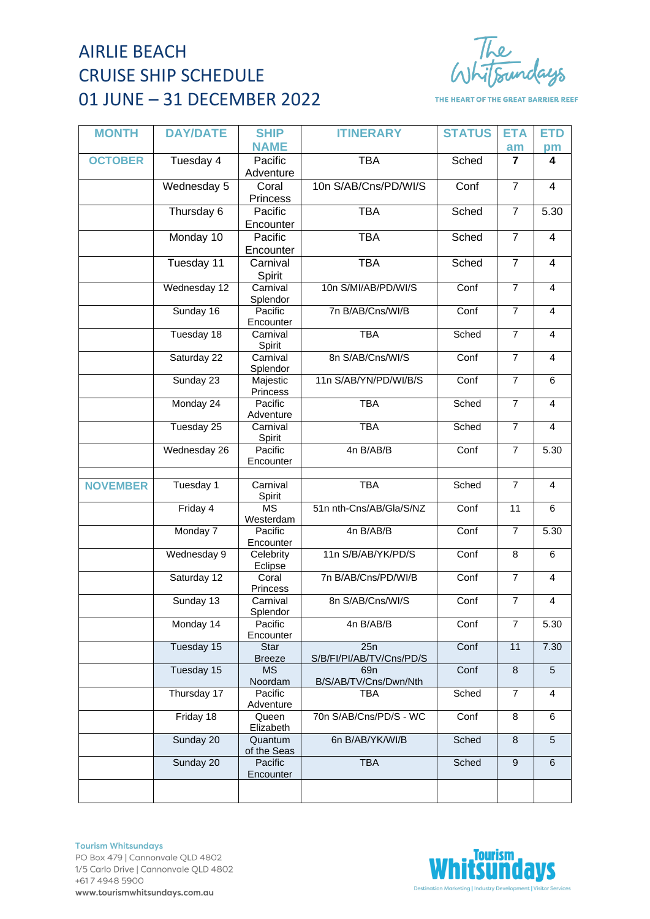# AIRLIE BEACH
# CRUISE SHIP SCHEDULE
# 01 JUNE – 31 DECEMBER 2022

The Whitsundays
THE HEART OF THE GREAT BARRIER REEF

| MONTH | DAY/DATE | SHIP NAME | ITINERARY | STATUS | ETA am | ETD pm |
|---|---|---|---|---|---|---|
| OCTOBER | Tuesday 4 | Pacific Adventure | TBA | Sched | **7** | **4** |
| | Wednesday 5 | Coral Princess | 10n S/AB/Cns/PD/WI/S | Conf | 7 | 4 |
| | Thursday 6 | Pacific Encounter | TBA | Sched | 7 | 5.30 |
| | Monday 10 | Pacific Encounter | TBA | Sched | 7 | 4 |
| | Tuesday 11 | Carnival Spirit | TBA | Sched | 7 | 4 |
| | Wednesday 12 | Carnival Splendor | 10n S/MI/AB/PD/WI/S | Conf | 7 | 4 |
| | Sunday 16 | Pacific Encounter | 7n B/AB/Cns/WI/B | Conf | 7 | 4 |
| | Tuesday 18 | Carnival Spirit | TBA | Sched | 7 | 4 |
| | Saturday 22 | Carnival Splendor | 8n S/AB/Cns/WI/S | Conf | 7 | 4 |
| | Sunday 23 | Majestic Princess | 11n S/AB/YN/PD/WI/B/S | Conf | 7 | 6 |
| | Monday 24 | Pacific Adventure | TBA | Sched | 7 | 4 |
| | Tuesday 25 | Carnival Spirit | TBA | Sched | 7 | 4 |
| | Wednesday 26 | Pacific Encounter | 4n B/AB/B | Conf | 7 | 5.30 |
| | | | | | | |
| NOVEMBER | Tuesday 1 | Carnival Spirit | TBA | Sched | 7 | 4 |
| | Friday 4 | MS Westerdam | 51n nth-Cns/AB/Gla/S/NZ | Conf | 11 | 6 |
| | Monday 7 | Pacific Encounter | 4n B/AB/B | Conf | 7 | 5.30 |
| | Wednesday 9 | Celebrity Eclipse | 11n S/B/AB/YK/PD/S | Conf | 8 | 6 |
| | Saturday 12 | Coral Princess | 7n B/AB/Cns/PD/WI/B | Conf | 7 | 4 |
| | Sunday 13 | Carnival Splendor | 8n S/AB/Cns/WI/S | Conf | 7 | 4 |
| | Monday 14 | Pacific Encounter | 4n B/AB/B | Conf | 7 | 5.30 |
| | Tuesday 15 | Star Breeze | 25n S/B/FI/PI/AB/TV/Cns/PD/S | Conf | 11 | 7.30 |
| | Tuesday 15 | MS Noordam | 69n B/S/AB/TV/Cns/Dwn/Nth | Conf | 8 | 5 |
| | Thursday 17 | Pacific Adventure | TBA | Sched | 7 | 4 |
| | Friday 18 | Queen Elizabeth | 70n S/AB/Cns/PD/S - WC | Conf | 8 | 6 |
| | Sunday 20 | Quantum of the Seas | 6n B/AB/YK/WI/B | Sched | 8 | 5 |
| | Sunday 20 | Pacific Encounter | TBA | Sched | 9 | 6 |
| | | | | | | |

**Tourism Whitsundays**
PO Box 479 | Cannonvale QLD 4802
1/5 Carlo Drive | Cannonvale QLD 4802
+61 7 4948 5900
**www.tourismwhitsundays.com.au**

Tourism Whitsundays
Destination Marketing | Industry Development | Visitor Services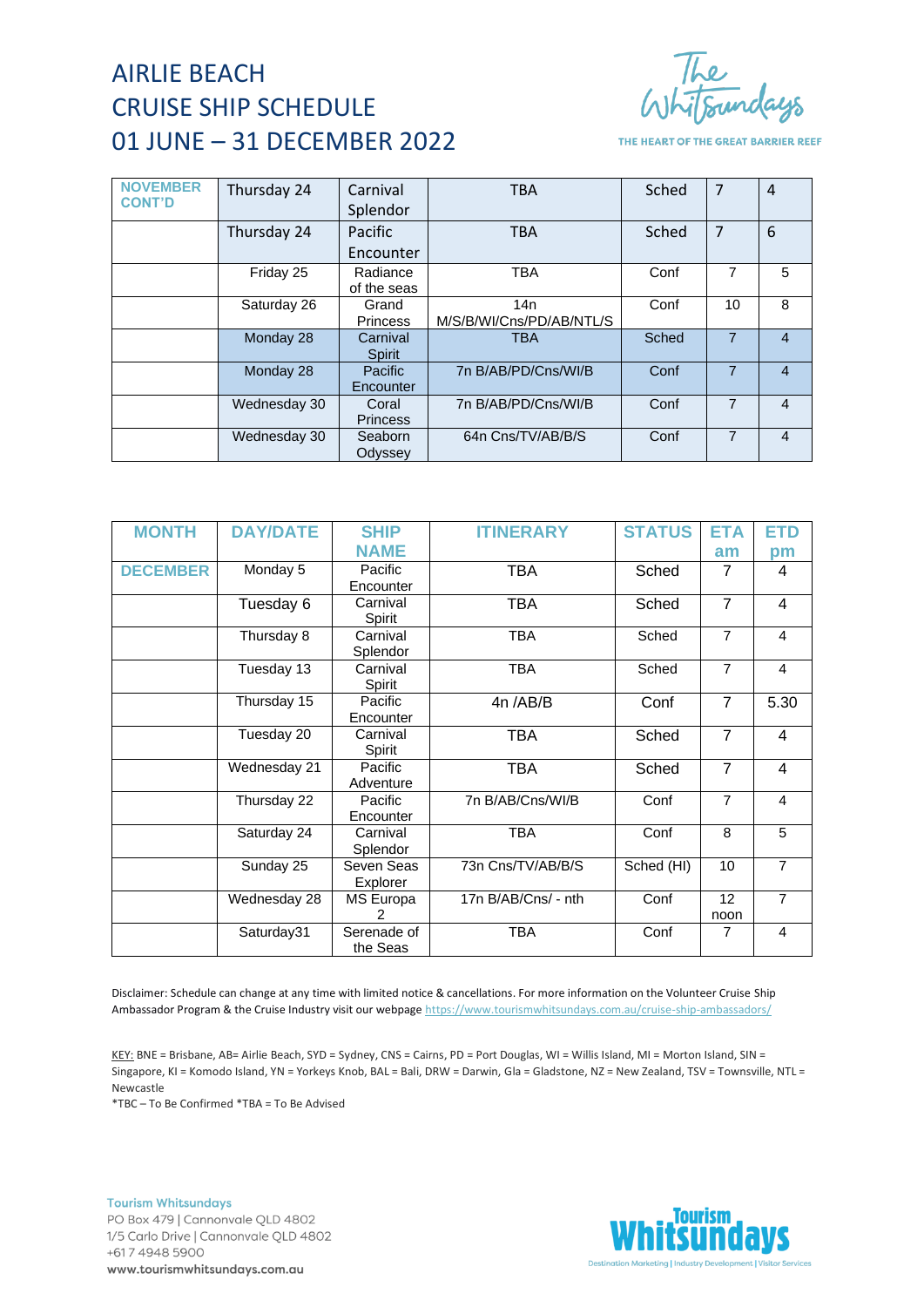# AIRLIE BEACH
# CRUISE SHIP SCHEDULE
# 01 JUNE – 31 DECEMBER 2022

| | | | | | | |
|---|---|---|---|---|---|---|
| **NOVEMBER CONT'D** | Thursday 24 | Carnival Splendor | TBA | Sched | 7 | 4 |
| | Thursday 24 | Pacific Encounter | TBA | Sched | 7 | 6 |
| | Friday 25 | Radiance of the seas | TBA | Conf | 7 | 5 |
| | Saturday 26 | Grand Princess | 14n M/S/B/WI/Cns/PD/AB/NTL/S | Conf | 10 | 8 |
| | Monday 28 | Carnival Spirit | TBA | Sched | 7 | 4 |
| | Monday 28 | Pacific Encounter | 7n B/AB/PD/Cns/WI/B | Conf | 7 | 4 |
| | Wednesday 30 | Coral Princess | 7n B/AB/PD/Cns/WI/B | Conf | 7 | 4 |
| | Wednesday 30 | Seaborn Odyssey | 64n Cns/TV/AB/B/S | Conf | 7 | 4 |

| MONTH | DAY/DATE | SHIP NAME | ITINERARY | STATUS | ETA am | ETD pm |
|---|---|---|---|---|---|---|
| **DECEMBER** | Monday 5 | Pacific Encounter | TBA | Sched | 7 | 4 |
| | Tuesday 6 | Carnival Spirit | TBA | Sched | 7 | 4 |
| | Thursday 8 | Carnival Splendor | TBA | Sched | 7 | 4 |
| | Tuesday 13 | Carnival Spirit | TBA | Sched | 7 | 4 |
| | Thursday 15 | Pacific Encounter | 4n /AB/B | Conf | 7 | 5.30 |
| | Tuesday 20 | Carnival Spirit | TBA | Sched | 7 | 4 |
| | Wednesday 21 | Pacific Adventure | TBA | Sched | 7 | 4 |
| | Thursday 22 | Pacific Encounter | 7n B/AB/Cns/WI/B | Conf | 7 | 4 |
| | Saturday 24 | Carnival Splendor | TBA | Conf | 8 | 5 |
| | Sunday 25 | Seven Seas Explorer | 73n Cns/TV/AB/B/S | Sched (HI) | 10 | 7 |
| | Wednesday 28 | MS Europa 2 | 17n B/AB/Cns/ - nth | Conf | 12 noon | 7 |
| | Saturday31 | Serenade of the Seas | TBA | Conf | 7 | 4 |

Disclaimer: Schedule can change at any time with limited notice & cancellations. For more information on the Volunteer Cruise Ship Ambassador Program & the Cruise Industry visit our webpage https://www.tourismwhitsundays.com.au/cruise-ship-ambassadors/

KEY: BNE = Brisbane, AB= Airlie Beach, SYD = Sydney, CNS = Cairns, PD = Port Douglas, WI = Willis Island, MI = Morton Island, SIN = Singapore, KI = Komodo Island, YN = Yorkeys Knob, BAL = Bali, DRW = Darwin, Gla = Gladstone, NZ = New Zealand, TSV = Townsville, NTL = Newcastle

*TBC – To Be Confirmed *TBA = To Be Advised

**Tourism Whitsundays**
PO Box 479 | Cannonvale QLD 4802
1/5 Carlo Drive | Cannonvale QLD 4802
+61 7 4948 5900
www.tourismwhitsundays.com.au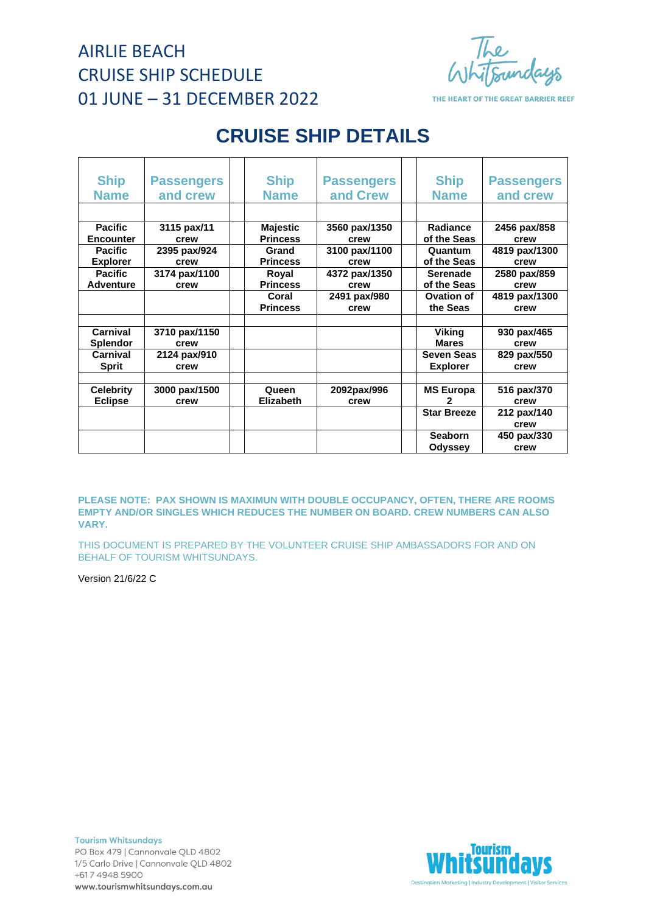AIRLIE BEACH
CRUISE SHIP SCHEDULE
01 JUNE – 31 DECEMBER 2022

# CRUISE SHIP DETAILS

| Ship Name | Passengers and crew | | Ship Name | Passengers and Crew | | Ship Name | Passengers and crew |
|---|---|---|---|---|---|---|---|
| | | | | | | | |
| **Pacific Encounter** | **3115 pax/11 crew** | | **Majestic Princess** | **3560 pax/1350 crew** | | **Radiance of the Seas** | **2456 pax/858 crew** |
| **Pacific Explorer** | **2395 pax/924 crew** | | **Grand Princess** | **3100 pax/1100 crew** | | **Quantum of the Seas** | **4819 pax/1300 crew** |
| **Pacific Adventure** | **3174 pax/1100 crew** | | **Royal Princess** | **4372 pax/1350 crew** | | **Serenade of the Seas** | **2580 pax/859 crew** |
| | | | **Coral Princess** | **2491 pax/980 crew** | | **Ovation of the Seas** | **4819 pax/1300 crew** |
| | | | | | | | |
| **Carnival Splendor** | **3710 pax/1150 crew** | | | | | **Viking Mares** | **930 pax/465 crew** |
| **Carnival Sprit** | **2124 pax/910 crew** | | | | | **Seven Seas Explorer** | **829 pax/550 crew** |
| | | | | | | | |
| **Celebrity Eclipse** | **3000 pax/1500 crew** | | **Queen Elizabeth** | **2092pax/996 crew** | | **MS Europa 2** | **516 pax/370 crew** |
| | | | | | | **Star Breeze** | **212 pax/140 crew** |
| | | | | | | **Seaborn Odyssey** | **450 pax/330 crew** |

**PLEASE NOTE: PAX SHOWN IS MAXIMUN WITH DOUBLE OCCUPANCY, OFTEN, THERE ARE ROOMS EMPTY AND/OR SINGLES WHICH REDUCES THE NUMBER ON BOARD. CREW NUMBERS CAN ALSO VARY.**

THIS DOCUMENT IS PREPARED BY THE VOLUNTEER CRUISE SHIP AMBASSADORS FOR AND ON BEHALF OF TOURISM WHITSUNDAYS.

Version 21/6/22 C